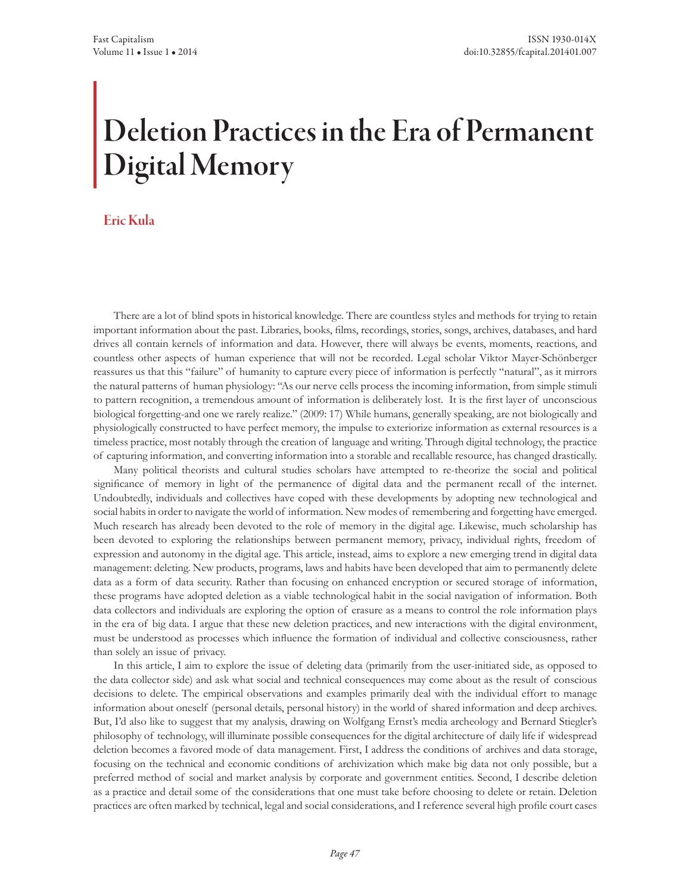# Deletion Practices in the Era of Permanent Digital Memory

**Eric Kula**

There are a lot of blind spots in historical knowledge. There are countless styles and methods for trying to retain important information about the past. Libraries, books, films, recordings, stories, songs, archives, databases, and hard drives all contain kernels of information and data. However, there will always be events, moments, reactions, and countless other aspects of human experience that will not be recorded. Legal scholar Viktor Mayer-Schönberger reassures us that this "failure" of humanity to capture every piece of information is perfectly "natural", as it mirrors the natural patterns of human physiology: "As our nerve cells process the incoming information, from simple stimuli to pattern recognition, a tremendous amount of information is deliberately lost. It is the first layer of unconscious biological forgetting-and one we rarely realize." (2009: 17) While humans, generally speaking, are not biologically and physiologically constructed to have perfect memory, the impulse to exteriorize information as external resources is a timeless practice, most notably through the creation of language and writing. Through digital technology, the practice of capturing information, and converting information into a storable and recallable resource, has changed drastically.

Many political theorists and cultural studies scholars have attempted to re-theorize the social and political significance of memory in light of the permanence of digital data and the permanent recall of the internet. Undoubtedly, individuals and collectives have coped with these developments by adopting new technological and social habits in order to navigate the world of information. New modes of remembering and forgetting have emerged. Much research has already been devoted to the role of memory in the digital age. Likewise, much scholarship has been devoted to exploring the relationships between permanent memory, privacy, individual rights, freedom of expression and autonomy in the digital age. This article, instead, aims to explore a new emerging trend in digital data management: deleting. New products, programs, laws and habits have been developed that aim to permanently delete data as a form of data security. Rather than focusing on enhanced encryption or secured storage of information, these programs have adopted deletion as a viable technological habit in the social navigation of information. Both data collectors and individuals are exploring the option of erasure as a means to control the role information plays in the era of big data. I argue that these new deletion practices, and new interactions with the digital environment, must be understood as processes which influence the formation of individual and collective consciousness, rather than solely an issue of privacy.

In this article, I aim to explore the issue of deleting data (primarily from the user-initiated side, as opposed to the data collector side) and ask what social and technical consequences may come about as the result of conscious decisions to delete. The empirical observations and examples primarily deal with the individual effort to manage information about oneself (personal details, personal history) in the world of shared information and deep archives. But, I'd also like to suggest that my analysis, drawing on Wolfgang Ernst's media archeology and Bernard Stiegler's philosophy of technology, will illuminate possible consequences for the digital architecture of daily life if widespread deletion becomes a favored mode of data management. First, I address the conditions of archives and data storage, focusing on the technical and economic conditions of archivization which make big data not only possible, but a preferred method of social and market analysis by corporate and government entities. Second, I describe deletion as a practice and detail some of the considerations that one must take before choosing to delete or retain. Deletion practices are often marked by technical, legal and social considerations, and I reference several high profile court cases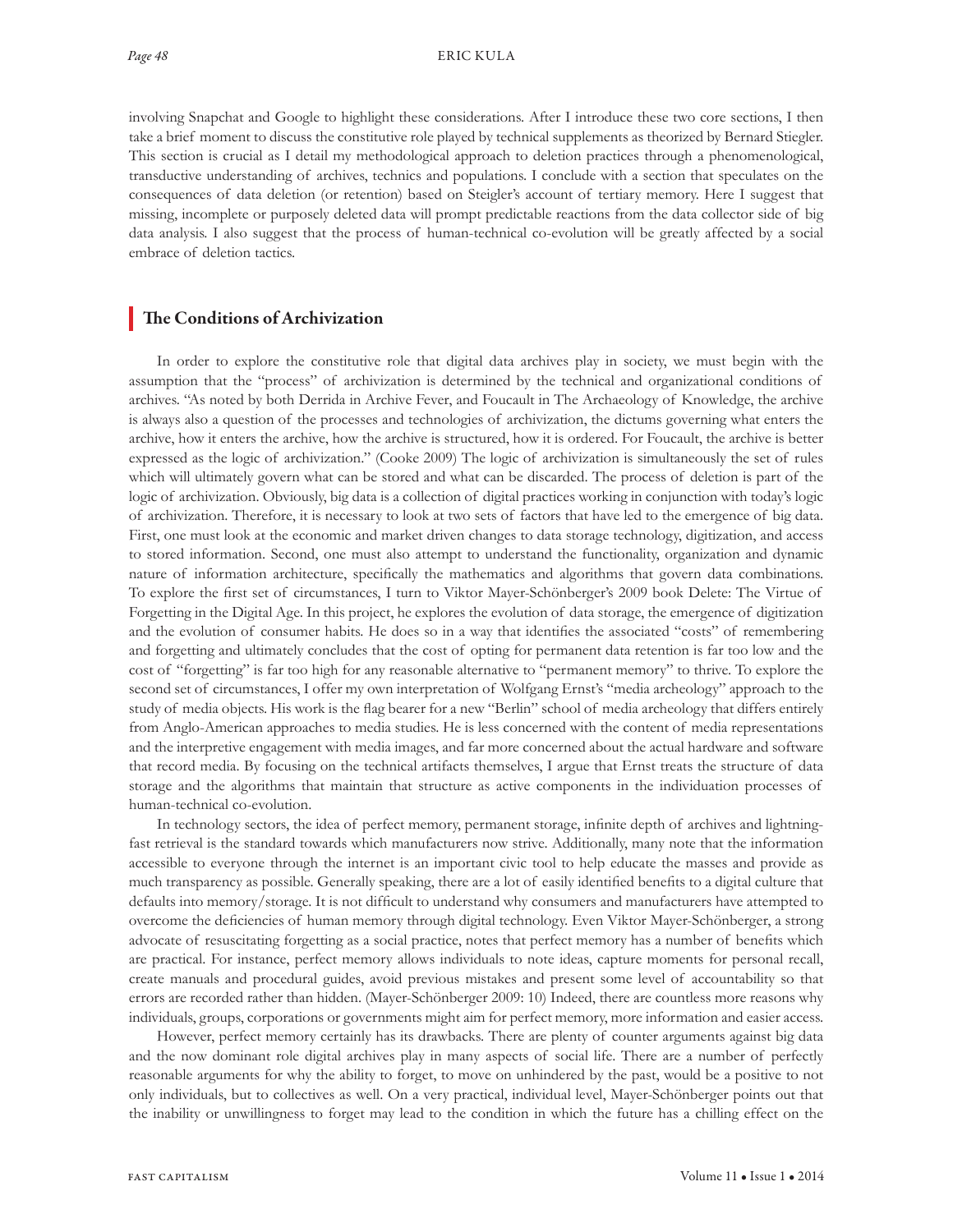involving Snapchat and Google to highlight these considerations. After I introduce these two core sections, I then take a brief moment to discuss the constitutive role played by technical supplements as theorized by Bernard Stiegler. This section is crucial as I detail my methodological approach to deletion practices through a phenomenological, transductive understanding of archives, technics and populations. I conclude with a section that speculates on the consequences of data deletion (or retention) based on Steigler's account of tertiary memory. Here I suggest that missing, incomplete or purposely deleted data will prompt predictable reactions from the data collector side of big data analysis. I also suggest that the process of human-technical co-evolution will be greatly affected by a social embrace of deletion tactics.

## The Conditions of Archivization

In order to explore the constitutive role that digital data archives play in society, we must begin with the assumption that the "process" of archivization is determined by the technical and organizational conditions of archives. "As noted by both Derrida in Archive Fever, and Foucault in The Archaeology of Knowledge, the archive is always also a question of the processes and technologies of archivization, the dictums governing what enters the archive, how it enters the archive, how the archive is structured, how it is ordered. For Foucault, the archive is better expressed as the logic of archivization." (Cooke 2009) The logic of archivization is simultaneously the set of rules which will ultimately govern what can be stored and what can be discarded. The process of deletion is part of the logic of archivization. Obviously, big data is a collection of digital practices working in conjunction with today's logic of archivization. Therefore, it is necessary to look at two sets of factors that have led to the emergence of big data. First, one must look at the economic and market driven changes to data storage technology, digitization, and access to stored information. Second, one must also attempt to understand the functionality, organization and dynamic nature of information architecture, specifically the mathematics and algorithms that govern data combinations. To explore the first set of circumstances, I turn to Viktor Mayer-Schönberger's 2009 book Delete: The Virtue of Forgetting in the Digital Age. In this project, he explores the evolution of data storage, the emergence of digitization and the evolution of consumer habits. He does so in a way that identifies the associated "costs" of remembering and forgetting and ultimately concludes that the cost of opting for permanent data retention is far too low and the cost of "forgetting" is far too high for any reasonable alternative to "permanent memory" to thrive. To explore the second set of circumstances, I offer my own interpretation of Wolfgang Ernst's "media archeology" approach to the study of media objects. His work is the flag bearer for a new "Berlin" school of media archeology that differs entirely from Anglo-American approaches to media studies. He is less concerned with the content of media representations and the interpretive engagement with media images, and far more concerned about the actual hardware and software that record media. By focusing on the technical artifacts themselves, I argue that Ernst treats the structure of data storage and the algorithms that maintain that structure as active components in the individuation processes of human-technical co-evolution.

In technology sectors, the idea of perfect memory, permanent storage, infinite depth of archives and lightning-fast retrieval is the standard towards which manufacturers now strive. Additionally, many note that the information accessible to everyone through the internet is an important civic tool to help educate the masses and provide as much transparency as possible. Generally speaking, there are a lot of easily identified benefits to a digital culture that defaults into memory/storage. It is not difficult to understand why consumers and manufacturers have attempted to overcome the deficiencies of human memory through digital technology. Even Viktor Mayer-Schönberger, a strong advocate of resuscitating forgetting as a social practice, notes that perfect memory has a number of benefits which are practical. For instance, perfect memory allows individuals to note ideas, capture moments for personal recall, create manuals and procedural guides, avoid previous mistakes and present some level of accountability so that errors are recorded rather than hidden. (Mayer-Schönberger 2009: 10) Indeed, there are countless more reasons why individuals, groups, corporations or governments might aim for perfect memory, more information and easier access.

However, perfect memory certainly has its drawbacks. There are plenty of counter arguments against big data and the now dominant role digital archives play in many aspects of social life. There are a number of perfectly reasonable arguments for why the ability to forget, to move on unhindered by the past, would be a positive to not only individuals, but to collectives as well. On a very practical, individual level, Mayer-Schönberger points out that the inability or unwillingness to forget may lead to the condition in which the future has a chilling effect on the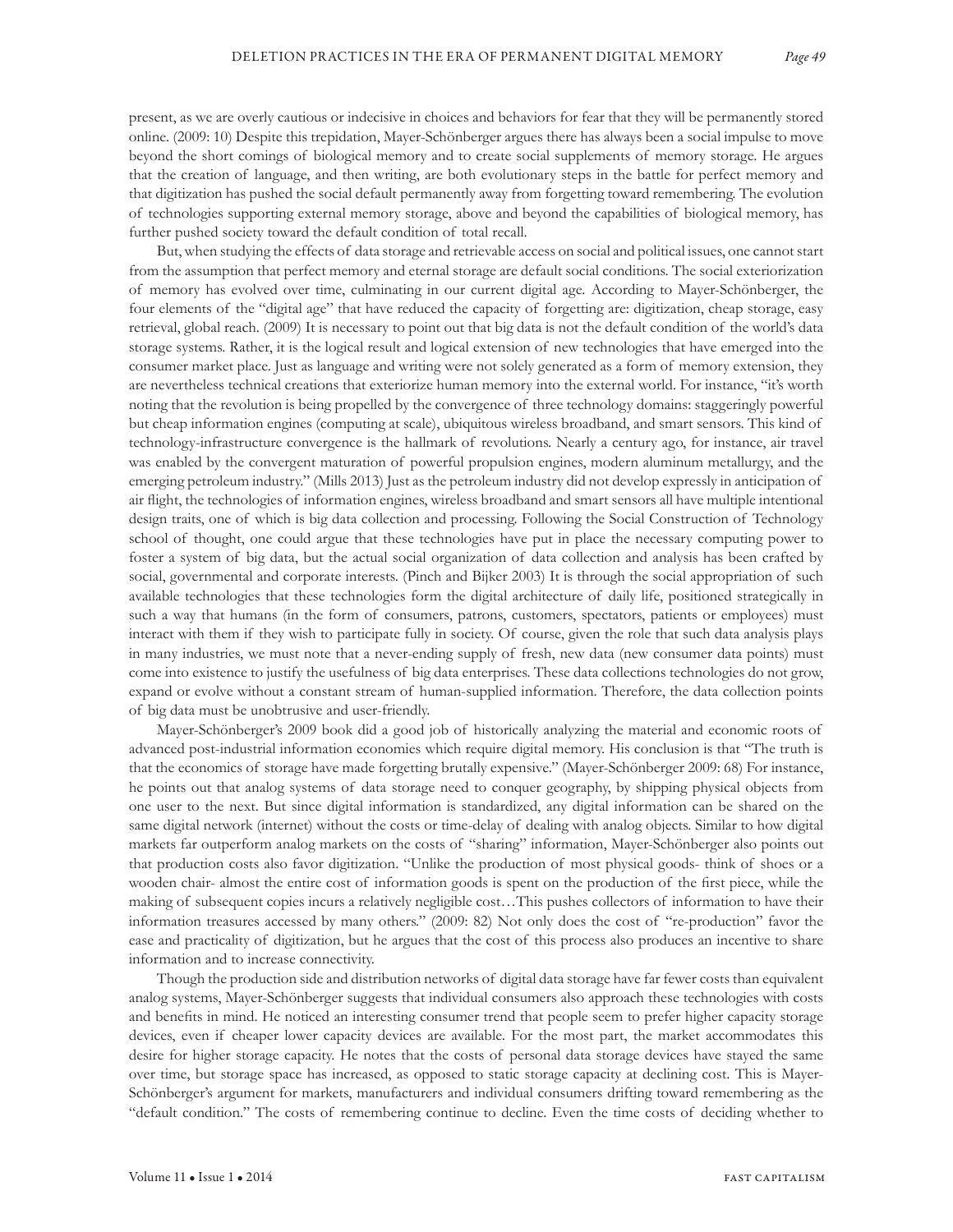present, as we are overly cautious or indecisive in choices and behaviors for fear that they will be permanently stored online. (2009: 10) Despite this trepidation, Mayer-Schönberger argues there has always been a social impulse to move beyond the short comings of biological memory and to create social supplements of memory storage. He argues that the creation of language, and then writing, are both evolutionary steps in the battle for perfect memory and that digitization has pushed the social default permanently away from forgetting toward remembering. The evolution of technologies supporting external memory storage, above and beyond the capabilities of biological memory, has further pushed society toward the default condition of total recall.

But, when studying the effects of data storage and retrievable access on social and political issues, one cannot start from the assumption that perfect memory and eternal storage are default social conditions. The social exteriorization of memory has evolved over time, culminating in our current digital age. According to Mayer-Schönberger, the four elements of the "digital age" that have reduced the capacity of forgetting are: digitization, cheap storage, easy retrieval, global reach. (2009) It is necessary to point out that big data is not the default condition of the world's data storage systems. Rather, it is the logical result and logical extension of new technologies that have emerged into the consumer market place. Just as language and writing were not solely generated as a form of memory extension, they are nevertheless technical creations that exteriorize human memory into the external world. For instance, "it's worth noting that the revolution is being propelled by the convergence of three technology domains: staggeringly powerful but cheap information engines (computing at scale), ubiquitous wireless broadband, and smart sensors. This kind of technology-infrastructure convergence is the hallmark of revolutions. Nearly a century ago, for instance, air travel was enabled by the convergent maturation of powerful propulsion engines, modern aluminum metallurgy, and the emerging petroleum industry." (Mills 2013) Just as the petroleum industry did not develop expressly in anticipation of air flight, the technologies of information engines, wireless broadband and smart sensors all have multiple intentional design traits, one of which is big data collection and processing. Following the Social Construction of Technology school of thought, one could argue that these technologies have put in place the necessary computing power to foster a system of big data, but the actual social organization of data collection and analysis has been crafted by social, governmental and corporate interests. (Pinch and Bijker 2003) It is through the social appropriation of such available technologies that these technologies form the digital architecture of daily life, positioned strategically in such a way that humans (in the form of consumers, patrons, customers, spectators, patients or employees) must interact with them if they wish to participate fully in society. Of course, given the role that such data analysis plays in many industries, we must note that a never-ending supply of fresh, new data (new consumer data points) must come into existence to justify the usefulness of big data enterprises. These data collections technologies do not grow, expand or evolve without a constant stream of human-supplied information. Therefore, the data collection points of big data must be unobtrusive and user-friendly.

Mayer-Schönberger's 2009 book did a good job of historically analyzing the material and economic roots of advanced post-industrial information economies which require digital memory. His conclusion is that "The truth is that the economics of storage have made forgetting brutally expensive." (Mayer-Schönberger 2009: 68) For instance, he points out that analog systems of data storage need to conquer geography, by shipping physical objects from one user to the next. But since digital information is standardized, any digital information can be shared on the same digital network (internet) without the costs or time-delay of dealing with analog objects. Similar to how digital markets far outperform analog markets on the costs of "sharing" information, Mayer-Schönberger also points out that production costs also favor digitization. "Unlike the production of most physical goods- think of shoes or a wooden chair- almost the entire cost of information goods is spent on the production of the first piece, while the making of subsequent copies incurs a relatively negligible cost…This pushes collectors of information to have their information treasures accessed by many others." (2009: 82) Not only does the cost of "re-production" favor the ease and practicality of digitization, but he argues that the cost of this process also produces an incentive to share information and to increase connectivity.

Though the production side and distribution networks of digital data storage have far fewer costs than equivalent analog systems, Mayer-Schönberger suggests that individual consumers also approach these technologies with costs and benefits in mind. He noticed an interesting consumer trend that people seem to prefer higher capacity storage devices, even if cheaper lower capacity devices are available. For the most part, the market accommodates this desire for higher storage capacity. He notes that the costs of personal data storage devices have stayed the same over time, but storage space has increased, as opposed to static storage capacity at declining cost. This is Mayer-Schönberger's argument for markets, manufacturers and individual consumers drifting toward remembering as the "default condition." The costs of remembering continue to decline. Even the time costs of deciding whether to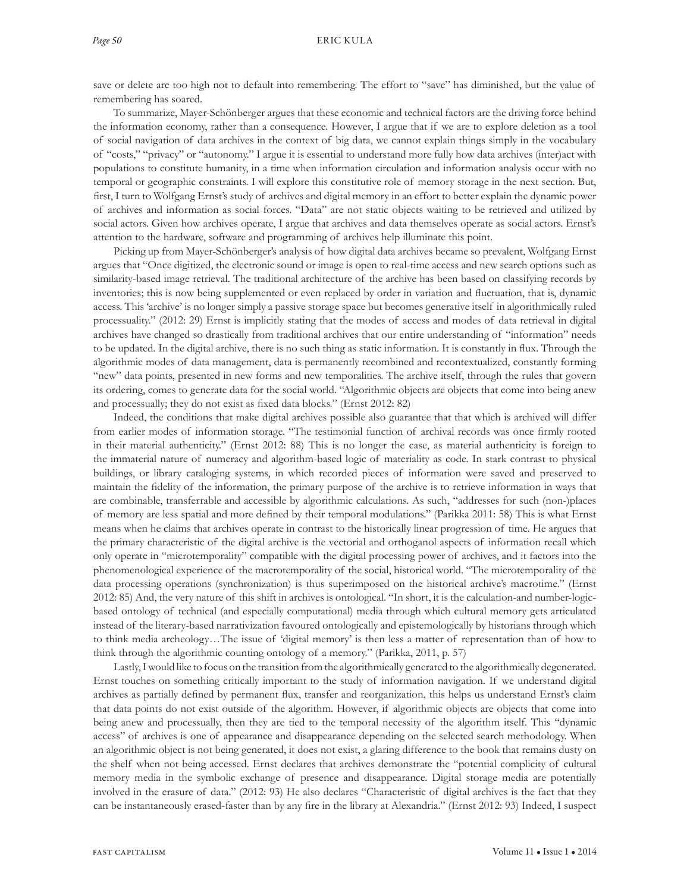save or delete are too high not to default into remembering. The effort to "save" has diminished, but the value of remembering has soared.

To summarize, Mayer-Schönberger argues that these economic and technical factors are the driving force behind the information economy, rather than a consequence. However, I argue that if we are to explore deletion as a tool of social navigation of data archives in the context of big data, we cannot explain things simply in the vocabulary of "costs," "privacy" or "autonomy." I argue it is essential to understand more fully how data archives (inter)act with populations to constitute humanity, in a time when information circulation and information analysis occur with no temporal or geographic constraints. I will explore this constitutive role of memory storage in the next section. But, first, I turn to Wolfgang Ernst's study of archives and digital memory in an effort to better explain the dynamic power of archives and information as social forces. "Data" are not static objects waiting to be retrieved and utilized by social actors. Given how archives operate, I argue that archives and data themselves operate as social actors. Ernst's attention to the hardware, software and programming of archives help illuminate this point.

Picking up from Mayer-Schönberger's analysis of how digital data archives became so prevalent, Wolfgang Ernst argues that "Once digitized, the electronic sound or image is open to real-time access and new search options such as similarity-based image retrieval. The traditional architecture of the archive has been based on classifying records by inventories; this is now being supplemented or even replaced by order in variation and fluctuation, that is, dynamic access. This 'archive' is no longer simply a passive storage space but becomes generative itself in algorithmically ruled processuality." (2012: 29) Ernst is implicitly stating that the modes of access and modes of data retrieval in digital archives have changed so drastically from traditional archives that our entire understanding of "information" needs to be updated. In the digital archive, there is no such thing as static information. It is constantly in flux. Through the algorithmic modes of data management, data is permanently recombined and recontextualized, constantly forming "new" data points, presented in new forms and new temporalities. The archive itself, through the rules that govern its ordering, comes to generate data for the social world. "Algorithmic objects are objects that come into being anew and processually; they do not exist as fixed data blocks." (Ernst 2012: 82)

Indeed, the conditions that make digital archives possible also guarantee that that which is archived will differ from earlier modes of information storage. "The testimonial function of archival records was once firmly rooted in their material authenticity." (Ernst 2012: 88) This is no longer the case, as material authenticity is foreign to the immaterial nature of numeracy and algorithm-based logic of materiality as code. In stark contrast to physical buildings, or library cataloging systems, in which recorded pieces of information were saved and preserved to maintain the fidelity of the information, the primary purpose of the archive is to retrieve information in ways that are combinable, transferrable and accessible by algorithmic calculations. As such, "addresses for such (non-)places of memory are less spatial and more defined by their temporal modulations." (Parikka 2011: 58) This is what Ernst means when he claims that archives operate in contrast to the historically linear progression of time. He argues that the primary characteristic of the digital archive is the vectorial and orthoganol aspects of information recall which only operate in "microtemporality" compatible with the digital processing power of archives, and it factors into the phenomenological experience of the macrotemporality of the social, historical world. "The microtemporality of the data processing operations (synchronization) is thus superimposed on the historical archive's macrotime." (Ernst 2012: 85) And, the very nature of this shift in archives is ontological. "In short, it is the calculation-and number-logic-based ontology of technical (and especially computational) media through which cultural memory gets articulated instead of the literary-based narrativization favoured ontologically and epistemologically by historians through which to think media archeology…The issue of 'digital memory' is then less a matter of representation than of how to think through the algorithmic counting ontology of a memory." (Parikka, 2011, p. 57)

Lastly, I would like to focus on the transition from the algorithmically generated to the algorithmically degenerated. Ernst touches on something critically important to the study of information navigation. If we understand digital archives as partially defined by permanent flux, transfer and reorganization, this helps us understand Ernst's claim that data points do not exist outside of the algorithm. However, if algorithmic objects are objects that come into being anew and processually, then they are tied to the temporal necessity of the algorithm itself. This "dynamic access" of archives is one of appearance and disappearance depending on the selected search methodology. When an algorithmic object is not being generated, it does not exist, a glaring difference to the book that remains dusty on the shelf when not being accessed. Ernst declares that archives demonstrate the "potential complicity of cultural memory media in the symbolic exchange of presence and disappearance. Digital storage media are potentially involved in the erasure of data." (2012: 93) He also declares "Characteristic of digital archives is the fact that they can be instantaneously erased-faster than by any fire in the library at Alexandria." (Ernst 2012: 93) Indeed, I suspect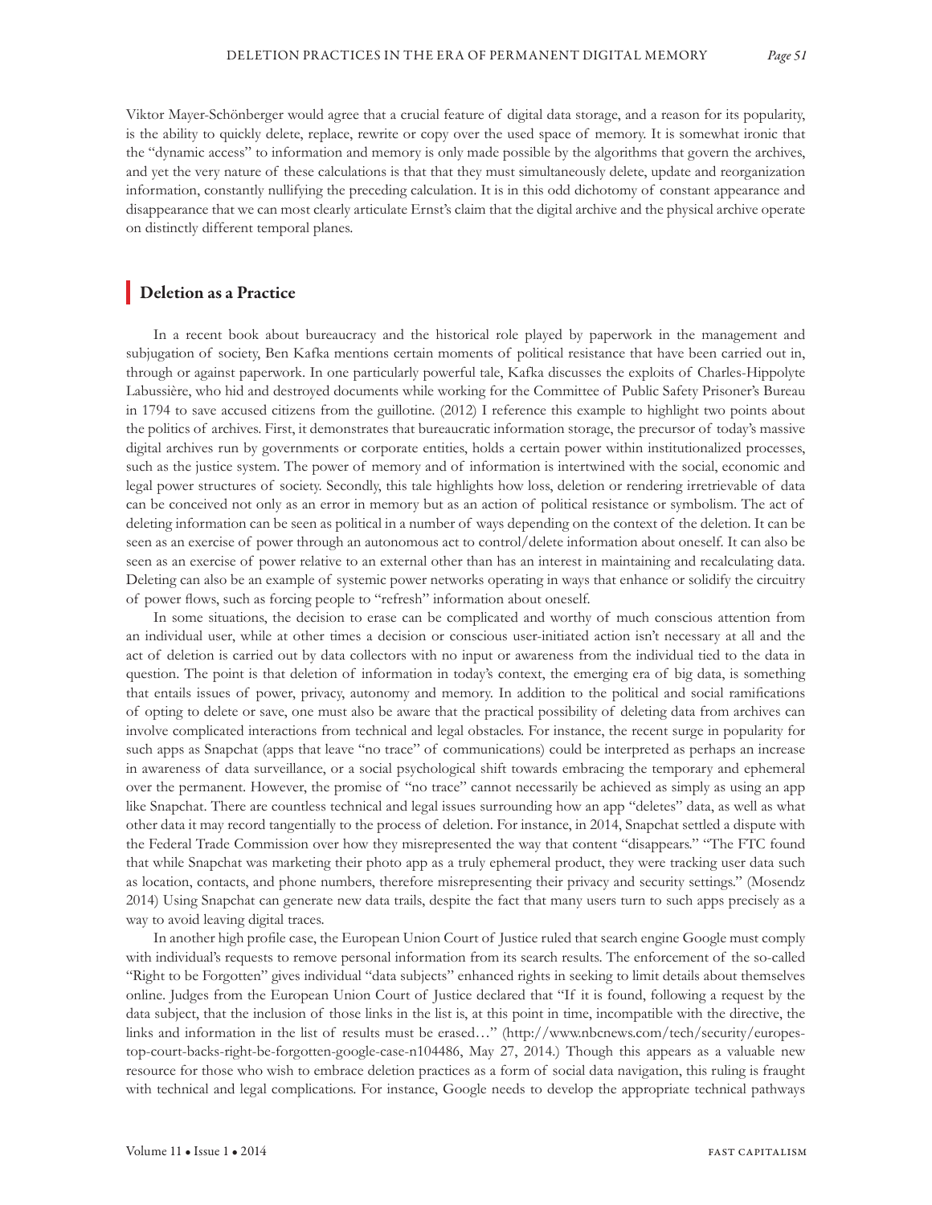Viktor Mayer-Schönberger would agree that a crucial feature of digital data storage, and a reason for its popularity, is the ability to quickly delete, replace, rewrite or copy over the used space of memory. It is somewhat ironic that the "dynamic access" to information and memory is only made possible by the algorithms that govern the archives, and yet the very nature of these calculations is that that they must simultaneously delete, update and reorganization information, constantly nullifying the preceding calculation. It is in this odd dichotomy of constant appearance and disappearance that we can most clearly articulate Ernst's claim that the digital archive and the physical archive operate on distinctly different temporal planes.

## Deletion as a Practice

In a recent book about bureaucracy and the historical role played by paperwork in the management and subjugation of society, Ben Kafka mentions certain moments of political resistance that have been carried out in, through or against paperwork. In one particularly powerful tale, Kafka discusses the exploits of Charles-Hippolyte Labussière, who hid and destroyed documents while working for the Committee of Public Safety Prisoner's Bureau in 1794 to save accused citizens from the guillotine. (2012) I reference this example to highlight two points about the politics of archives. First, it demonstrates that bureaucratic information storage, the precursor of today's massive digital archives run by governments or corporate entities, holds a certain power within institutionalized processes, such as the justice system. The power of memory and of information is intertwined with the social, economic and legal power structures of society. Secondly, this tale highlights how loss, deletion or rendering irretrievable of data can be conceived not only as an error in memory but as an action of political resistance or symbolism. The act of deleting information can be seen as political in a number of ways depending on the context of the deletion. It can be seen as an exercise of power through an autonomous act to control/delete information about oneself. It can also be seen as an exercise of power relative to an external other than has an interest in maintaining and recalculating data. Deleting can also be an example of systemic power networks operating in ways that enhance or solidify the circuitry of power flows, such as forcing people to "refresh" information about oneself.

In some situations, the decision to erase can be complicated and worthy of much conscious attention from an individual user, while at other times a decision or conscious user-initiated action isn't necessary at all and the act of deletion is carried out by data collectors with no input or awareness from the individual tied to the data in question. The point is that deletion of information in today's context, the emerging era of big data, is something that entails issues of power, privacy, autonomy and memory. In addition to the political and social ramifications of opting to delete or save, one must also be aware that the practical possibility of deleting data from archives can involve complicated interactions from technical and legal obstacles. For instance, the recent surge in popularity for such apps as Snapchat (apps that leave "no trace" of communications) could be interpreted as perhaps an increase in awareness of data surveillance, or a social psychological shift towards embracing the temporary and ephemeral over the permanent. However, the promise of "no trace" cannot necessarily be achieved as simply as using an app like Snapchat. There are countless technical and legal issues surrounding how an app "deletes" data, as well as what other data it may record tangentially to the process of deletion. For instance, in 2014, Snapchat settled a dispute with the Federal Trade Commission over how they misrepresented the way that content "disappears." "The FTC found that while Snapchat was marketing their photo app as a truly ephemeral product, they were tracking user data such as location, contacts, and phone numbers, therefore misrepresenting their privacy and security settings." (Mosendz 2014) Using Snapchat can generate new data trails, despite the fact that many users turn to such apps precisely as a way to avoid leaving digital traces.

In another high profile case, the European Union Court of Justice ruled that search engine Google must comply with individual's requests to remove personal information from its search results. The enforcement of the so-called "Right to be Forgotten" gives individual "data subjects" enhanced rights in seeking to limit details about themselves online. Judges from the European Union Court of Justice declared that "If it is found, following a request by the data subject, that the inclusion of those links in the list is, at this point in time, incompatible with the directive, the links and information in the list of results must be erased…" (http://www.nbcnews.com/tech/security/europes-top-court-backs-right-be-forgotten-google-case-n104486, May 27, 2014.) Though this appears as a valuable new resource for those who wish to embrace deletion practices as a form of social data navigation, this ruling is fraught with technical and legal complications. For instance, Google needs to develop the appropriate technical pathways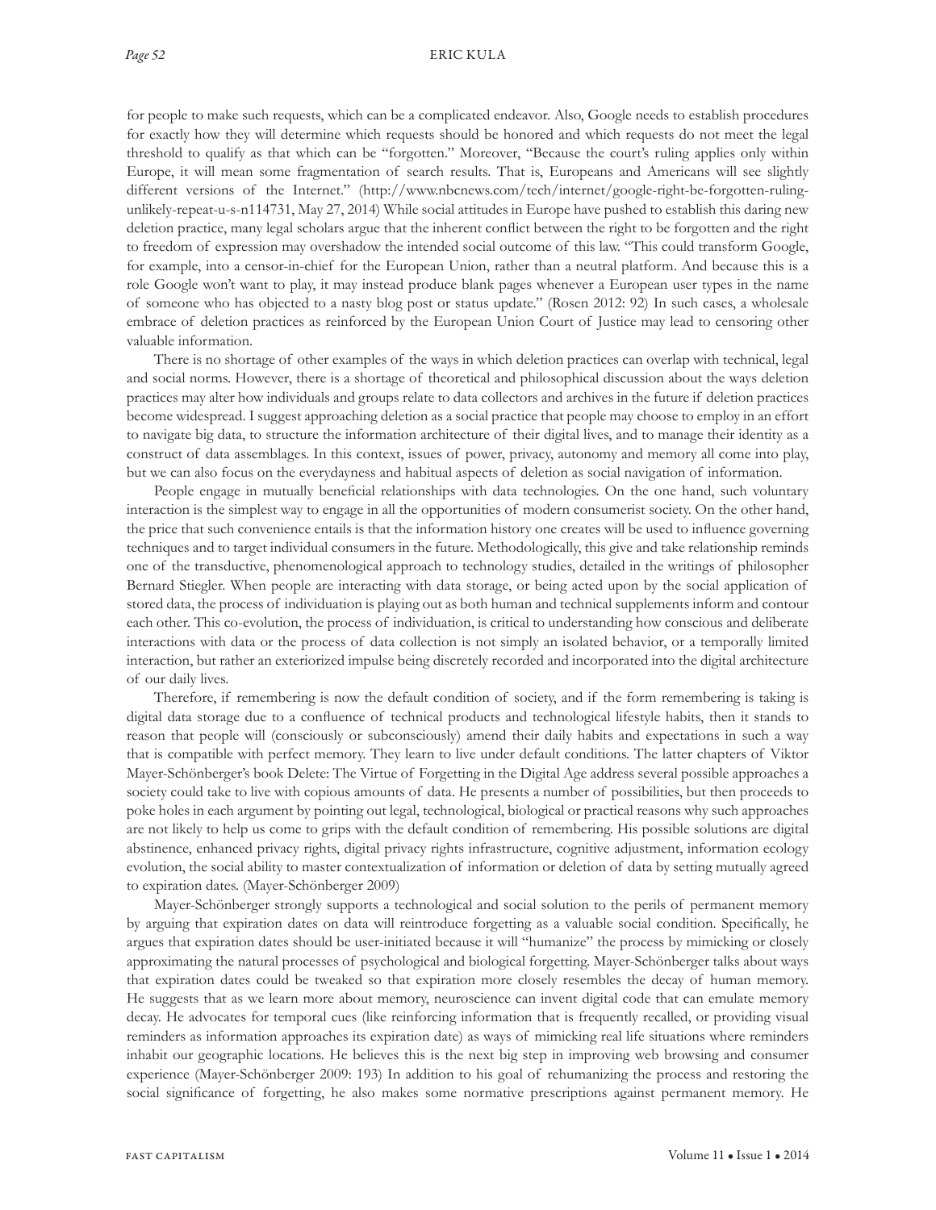for people to make such requests, which can be a complicated endeavor. Also, Google needs to establish procedures for exactly how they will determine which requests should be honored and which requests do not meet the legal threshold to qualify as that which can be "forgotten." Moreover, "Because the court's ruling applies only within Europe, it will mean some fragmentation of search results. That is, Europeans and Americans will see slightly different versions of the Internet." (http://www.nbcnews.com/tech/internet/google-right-be-forgotten-ruling-unlikely-repeat-u-s-n114731, May 27, 2014) While social attitudes in Europe have pushed to establish this daring new deletion practice, many legal scholars argue that the inherent conflict between the right to be forgotten and the right to freedom of expression may overshadow the intended social outcome of this law. "This could transform Google, for example, into a censor-in-chief for the European Union, rather than a neutral platform. And because this is a role Google won't want to play, it may instead produce blank pages whenever a European user types in the name of someone who has objected to a nasty blog post or status update." (Rosen 2012: 92) In such cases, a wholesale embrace of deletion practices as reinforced by the European Union Court of Justice may lead to censoring other valuable information.

There is no shortage of other examples of the ways in which deletion practices can overlap with technical, legal and social norms. However, there is a shortage of theoretical and philosophical discussion about the ways deletion practices may alter how individuals and groups relate to data collectors and archives in the future if deletion practices become widespread. I suggest approaching deletion as a social practice that people may choose to employ in an effort to navigate big data, to structure the information architecture of their digital lives, and to manage their identity as a construct of data assemblages. In this context, issues of power, privacy, autonomy and memory all come into play, but we can also focus on the everydayness and habitual aspects of deletion as social navigation of information.

People engage in mutually beneficial relationships with data technologies. On the one hand, such voluntary interaction is the simplest way to engage in all the opportunities of modern consumerist society. On the other hand, the price that such convenience entails is that the information history one creates will be used to influence governing techniques and to target individual consumers in the future. Methodologically, this give and take relationship reminds one of the transductive, phenomenological approach to technology studies, detailed in the writings of philosopher Bernard Stiegler. When people are interacting with data storage, or being acted upon by the social application of stored data, the process of individuation is playing out as both human and technical supplements inform and contour each other. This co-evolution, the process of individuation, is critical to understanding how conscious and deliberate interactions with data or the process of data collection is not simply an isolated behavior, or a temporally limited interaction, but rather an exteriorized impulse being discretely recorded and incorporated into the digital architecture of our daily lives.

Therefore, if remembering is now the default condition of society, and if the form remembering is taking is digital data storage due to a confluence of technical products and technological lifestyle habits, then it stands to reason that people will (consciously or subconsciously) amend their daily habits and expectations in such a way that is compatible with perfect memory. They learn to live under default conditions. The latter chapters of Viktor Mayer-Schönberger's book Delete: The Virtue of Forgetting in the Digital Age address several possible approaches a society could take to live with copious amounts of data. He presents a number of possibilities, but then proceeds to poke holes in each argument by pointing out legal, technological, biological or practical reasons why such approaches are not likely to help us come to grips with the default condition of remembering. His possible solutions are digital abstinence, enhanced privacy rights, digital privacy rights infrastructure, cognitive adjustment, information ecology evolution, the social ability to master contextualization of information or deletion of data by setting mutually agreed to expiration dates. (Mayer-Schönberger 2009)

Mayer-Schönberger strongly supports a technological and social solution to the perils of permanent memory by arguing that expiration dates on data will reintroduce forgetting as a valuable social condition. Specifically, he argues that expiration dates should be user-initiated because it will "humanize" the process by mimicking or closely approximating the natural processes of psychological and biological forgetting. Mayer-Schönberger talks about ways that expiration dates could be tweaked so that expiration more closely resembles the decay of human memory. He suggests that as we learn more about memory, neuroscience can invent digital code that can emulate memory decay. He advocates for temporal cues (like reinforcing information that is frequently recalled, or providing visual reminders as information approaches its expiration date) as ways of mimicking real life situations where reminders inhabit our geographic locations. He believes this is the next big step in improving web browsing and consumer experience (Mayer-Schönberger 2009: 193) In addition to his goal of rehumanizing the process and restoring the social significance of forgetting, he also makes some normative prescriptions against permanent memory. He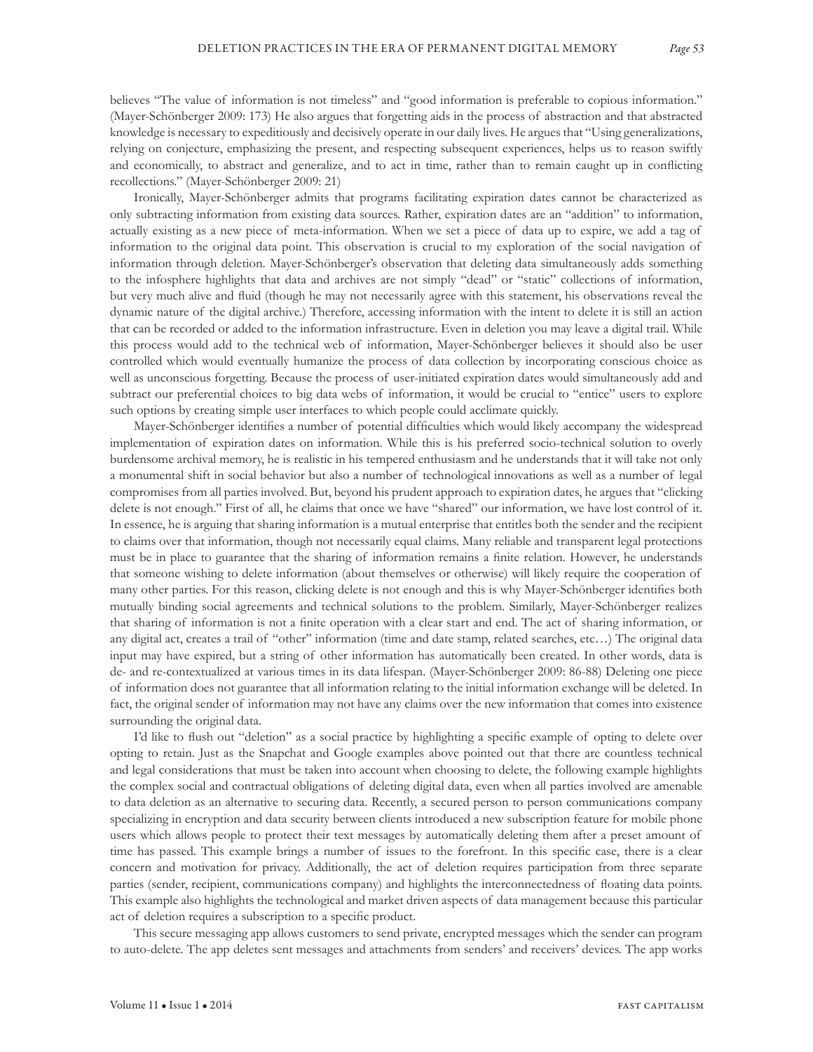believes "The value of information is not timeless" and "good information is preferable to copious information." (Mayer-Schönberger 2009: 173) He also argues that forgetting aids in the process of abstraction and that abstracted knowledge is necessary to expeditiously and decisively operate in our daily lives. He argues that "Using generalizations, relying on conjecture, emphasizing the present, and respecting subsequent experiences, helps us to reason swiftly and economically, to abstract and generalize, and to act in time, rather than to remain caught up in conflicting recollections." (Mayer-Schönberger 2009: 21)

Ironically, Mayer-Schönberger admits that programs facilitating expiration dates cannot be characterized as only subtracting information from existing data sources. Rather, expiration dates are an "addition" to information, actually existing as a new piece of meta-information. When we set a piece of data up to expire, we add a tag of information to the original data point. This observation is crucial to my exploration of the social navigation of information through deletion. Mayer-Schönberger's observation that deleting data simultaneously adds something to the infosphere highlights that data and archives are not simply "dead" or "static" collections of information, but very much alive and fluid (though he may not necessarily agree with this statement, his observations reveal the dynamic nature of the digital archive.) Therefore, accessing information with the intent to delete it is still an action that can be recorded or added to the information infrastructure. Even in deletion you may leave a digital trail. While this process would add to the technical web of information, Mayer-Schönberger believes it should also be user controlled which would eventually humanize the process of data collection by incorporating conscious choice as well as unconscious forgetting. Because the process of user-initiated expiration dates would simultaneously add and subtract our preferential choices to big data webs of information, it would be crucial to "entice" users to explore such options by creating simple user interfaces to which people could acclimate quickly.

Mayer-Schönberger identifies a number of potential difficulties which would likely accompany the widespread implementation of expiration dates on information. While this is his preferred socio-technical solution to overly burdensome archival memory, he is realistic in his tempered enthusiasm and he understands that it will take not only a monumental shift in social behavior but also a number of technological innovations as well as a number of legal compromises from all parties involved. But, beyond his prudent approach to expiration dates, he argues that "clicking delete is not enough." First of all, he claims that once we have "shared" our information, we have lost control of it. In essence, he is arguing that sharing information is a mutual enterprise that entitles both the sender and the recipient to claims over that information, though not necessarily equal claims. Many reliable and transparent legal protections must be in place to guarantee that the sharing of information remains a finite relation. However, he understands that someone wishing to delete information (about themselves or otherwise) will likely require the cooperation of many other parties. For this reason, clicking delete is not enough and this is why Mayer-Schönberger identifies both mutually binding social agreements and technical solutions to the problem. Similarly, Mayer-Schönberger realizes that sharing of information is not a finite operation with a clear start and end. The act of sharing information, or any digital act, creates a trail of "other" information (time and date stamp, related searches, etc…) The original data input may have expired, but a string of other information has automatically been created. In other words, data is de- and re-contextualized at various times in its data lifespan. (Mayer-Schönberger 2009: 86-88) Deleting one piece of information does not guarantee that all information relating to the initial information exchange will be deleted. In fact, the original sender of information may not have any claims over the new information that comes into existence surrounding the original data.

I'd like to flush out "deletion" as a social practice by highlighting a specific example of opting to delete over opting to retain. Just as the Snapchat and Google examples above pointed out that there are countless technical and legal considerations that must be taken into account when choosing to delete, the following example highlights the complex social and contractual obligations of deleting digital data, even when all parties involved are amenable to data deletion as an alternative to securing data. Recently, a secured person to person communications company specializing in encryption and data security between clients introduced a new subscription feature for mobile phone users which allows people to protect their text messages by automatically deleting them after a preset amount of time has passed. This example brings a number of issues to the forefront. In this specific case, there is a clear concern and motivation for privacy. Additionally, the act of deletion requires participation from three separate parties (sender, recipient, communications company) and highlights the interconnectedness of floating data points. This example also highlights the technological and market driven aspects of data management because this particular act of deletion requires a subscription to a specific product.

This secure messaging app allows customers to send private, encrypted messages which the sender can program to auto-delete. The app deletes sent messages and attachments from senders' and receivers' devices. The app works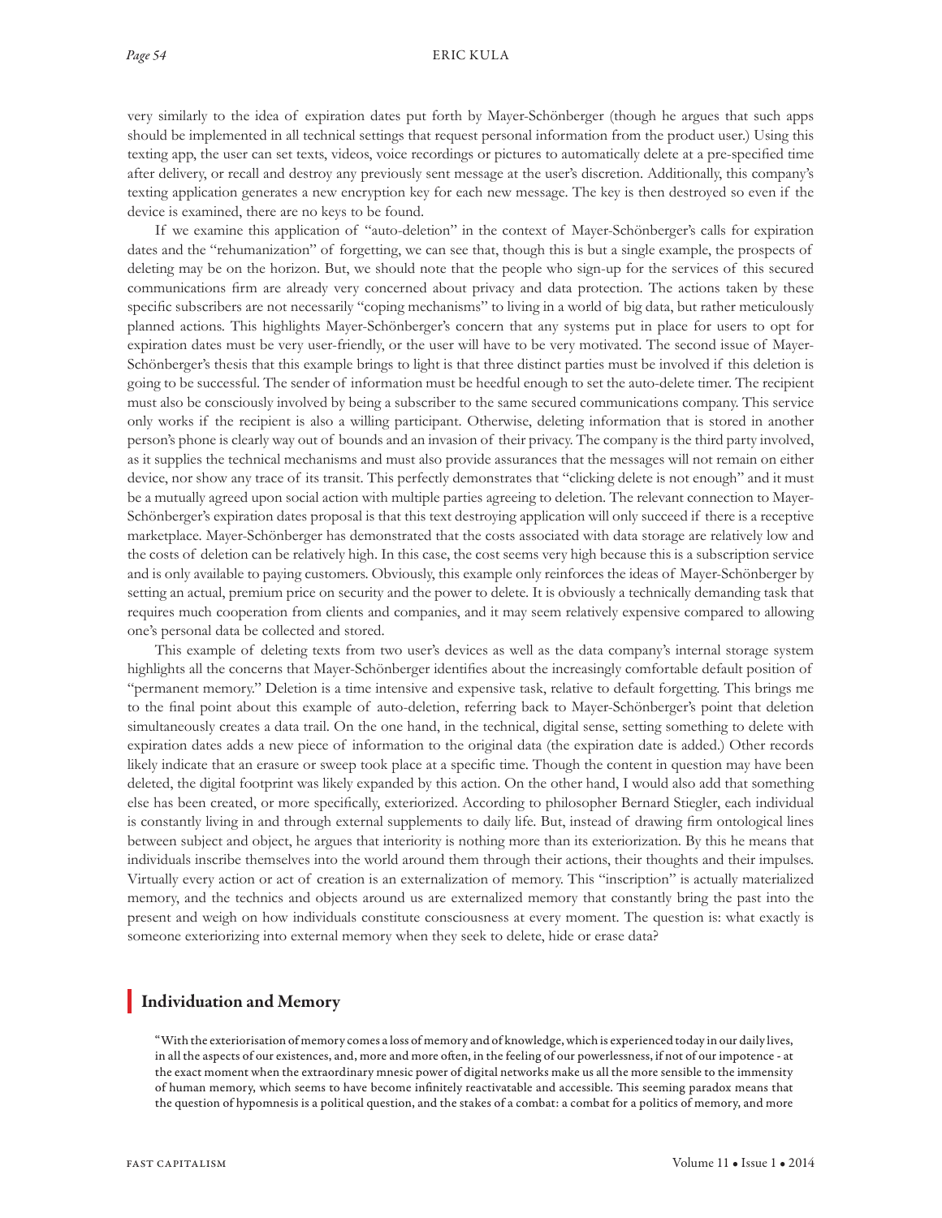very similarly to the idea of expiration dates put forth by Mayer-Schönberger (though he argues that such apps should be implemented in all technical settings that request personal information from the product user.) Using this texting app, the user can set texts, videos, voice recordings or pictures to automatically delete at a pre-specified time after delivery, or recall and destroy any previously sent message at the user's discretion. Additionally, this company's texting application generates a new encryption key for each new message. The key is then destroyed so even if the device is examined, there are no keys to be found.

If we examine this application of "auto-deletion" in the context of Mayer-Schönberger's calls for expiration dates and the "rehumanization" of forgetting, we can see that, though this is but a single example, the prospects of deleting may be on the horizon. But, we should note that the people who sign-up for the services of this secured communications firm are already very concerned about privacy and data protection. The actions taken by these specific subscribers are not necessarily "coping mechanisms" to living in a world of big data, but rather meticulously planned actions. This highlights Mayer-Schönberger's concern that any systems put in place for users to opt for expiration dates must be very user-friendly, or the user will have to be very motivated. The second issue of Mayer-Schönberger's thesis that this example brings to light is that three distinct parties must be involved if this deletion is going to be successful. The sender of information must be heedful enough to set the auto-delete timer. The recipient must also be consciously involved by being a subscriber to the same secured communications company. This service only works if the recipient is also a willing participant. Otherwise, deleting information that is stored in another person's phone is clearly way out of bounds and an invasion of their privacy. The company is the third party involved, as it supplies the technical mechanisms and must also provide assurances that the messages will not remain on either device, nor show any trace of its transit. This perfectly demonstrates that "clicking delete is not enough" and it must be a mutually agreed upon social action with multiple parties agreeing to deletion. The relevant connection to Mayer-Schönberger's expiration dates proposal is that this text destroying application will only succeed if there is a receptive marketplace. Mayer-Schönberger has demonstrated that the costs associated with data storage are relatively low and the costs of deletion can be relatively high. In this case, the cost seems very high because this is a subscription service and is only available to paying customers. Obviously, this example only reinforces the ideas of Mayer-Schönberger by setting an actual, premium price on security and the power to delete. It is obviously a technically demanding task that requires much cooperation from clients and companies, and it may seem relatively expensive compared to allowing one's personal data be collected and stored.

This example of deleting texts from two user's devices as well as the data company's internal storage system highlights all the concerns that Mayer-Schönberger identifies about the increasingly comfortable default position of "permanent memory." Deletion is a time intensive and expensive task, relative to default forgetting. This brings me to the final point about this example of auto-deletion, referring back to Mayer-Schönberger's point that deletion simultaneously creates a data trail. On the one hand, in the technical, digital sense, setting something to delete with expiration dates adds a new piece of information to the original data (the expiration date is added.) Other records likely indicate that an erasure or sweep took place at a specific time. Though the content in question may have been deleted, the digital footprint was likely expanded by this action. On the other hand, I would also add that something else has been created, or more specifically, exteriorized. According to philosopher Bernard Stiegler, each individual is constantly living in and through external supplements to daily life. But, instead of drawing firm ontological lines between subject and object, he argues that interiority is nothing more than its exteriorization. By this he means that individuals inscribe themselves into the world around them through their actions, their thoughts and their impulses. Virtually every action or act of creation is an externalization of memory. This "inscription" is actually materialized memory, and the technics and objects around us are externalized memory that constantly bring the past into the present and weigh on how individuals constitute consciousness at every moment. The question is: what exactly is someone exteriorizing into external memory when they seek to delete, hide or erase data?

## Individuation and Memory

> "With the exteriorisation of memory comes a loss of memory and of knowledge, which is experienced today in our daily lives, in all the aspects of our existences, and, more and more often, in the feeling of our powerlessness, if not of our impotence - at the exact moment when the extraordinary mnesic power of digital networks make us all the more sensible to the immensity of human memory, which seems to have become infinitely reactivatable and accessible. This seeming paradox means that the question of hypomnesis is a political question, and the stakes of a combat: a combat for a politics of memory, and more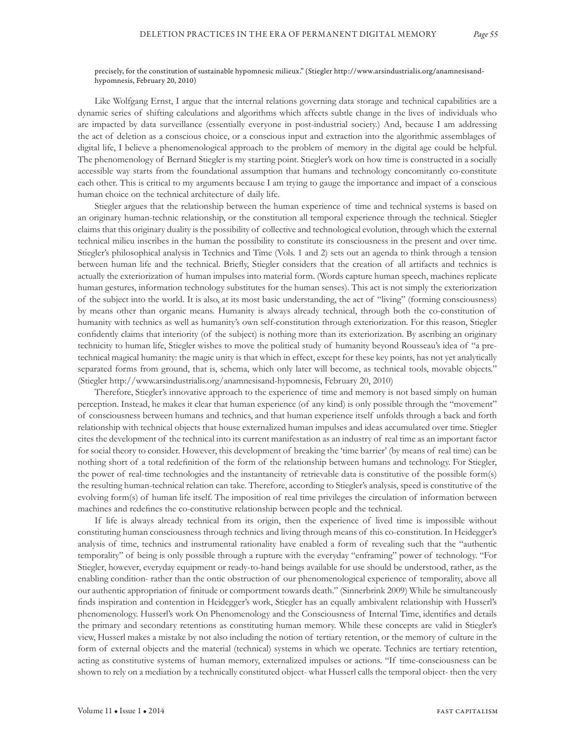precisely, for the constitution of sustainable hypomnesic milieux." (Stiegler http://www.arsindustrialis.org/anamnesisand-hypomnesis, February 20, 2010)

Like Wolfgang Ernst, I argue that the internal relations governing data storage and technical capabilities are a dynamic series of shifting calculations and algorithms which affects subtle change in the lives of individuals who are impacted by data surveillance (essentially everyone in post-industrial society.) And, because I am addressing the act of deletion as a conscious choice, or a conscious input and extraction into the algorithmic assemblages of digital life, I believe a phenomenological approach to the problem of memory in the digital age could be helpful. The phenomenology of Bernard Stiegler is my starting point. Stiegler's work on how time is constructed in a socially accessible way starts from the foundational assumption that humans and technology concomitantly co-constitute each other. This is critical to my arguments because I am trying to gauge the importance and impact of a conscious human choice on the technical architecture of daily life.

Stiegler argues that the relationship between the human experience of time and technical systems is based on an originary human-technic relationship, or the constitution all temporal experience through the technical. Stiegler claims that this originary duality is the possibility of collective and technological evolution, through which the external technical milieu inscribes in the human the possibility to constitute its consciousness in the present and over time. Stiegler's philosophical analysis in Technics and Time (Vols. 1 and 2) sets out an agenda to think through a tension between human life and the technical. Briefly, Stiegler considers that the creation of all artifacts and technics is actually the exteriorization of human impulses into material form. (Words capture human speech, machines replicate human gestures, information technology substitutes for the human senses). This act is not simply the exteriorization of the subject into the world. It is also, at its most basic understanding, the act of "living" (forming consciousness) by means other than organic means. Humanity is always already technical, through both the co-constitution of humanity with technics as well as humanity's own self-constitution through exteriorization. For this reason, Stiegler confidently claims that interiority (of the subject) is nothing more than its exteriorization. By ascribing an originary technicity to human life, Stiegler wishes to move the political study of humanity beyond Rousseau's idea of "a pre-technical magical humanity: the magic unity is that which in effect, except for these key points, has not yet analytically separated forms from ground, that is, schema, which only later will become, as technical tools, movable objects." (Stiegler http://www.arsindustrialis.org/anamnesisand-hypomnesis, February 20, 2010)

Therefore, Stiegler's innovative approach to the experience of time and memory is not based simply on human perception. Instead, he makes it clear that human experience (of any kind) is only possible through the "movement" of consciousness between humans and technics, and that human experience itself unfolds through a back and forth relationship with technical objects that house externalized human impulses and ideas accumulated over time. Stiegler cites the development of the technical into its current manifestation as an industry of real time as an important factor for social theory to consider. However, this development of breaking the 'time barrier' (by means of real time) can be nothing short of a total redefinition of the form of the relationship between humans and technology. For Stiegler, the power of real-time technologies and the instantaneity of retrievable data is constitutive of the possible form(s) the resulting human-technical relation can take. Therefore, according to Stiegler's analysis, speed is constitutive of the evolving form(s) of human life itself. The imposition of real time privileges the circulation of information between machines and redefines the co-constitutive relationship between people and the technical.

If life is always already technical from its origin, then the experience of lived time is impossible without constituting human consciousness through technics and living through means of this co-constitution. In Heidegger's analysis of time, technics and instrumental rationality have enabled a form of revealing such that the "authentic temporality" of being is only possible through a rupture with the everyday "enframing" power of technology. "For Stiegler, however, everyday equipment or ready-to-hand beings available for use should be understood, rather, as the enabling condition- rather than the ontic obstruction of our phenomenological experience of temporality, above all our authentic appropriation of finitude or comportment towards death." (Sinnerbrink 2009) While he simultaneously finds inspiration and contention in Heidegger's work, Stiegler has an equally ambivalent relationship with Husserl's phenomenology. Husserl's work On Phenomenology and the Consciousness of Internal Time, identifies and details the primary and secondary retentions as constituting human memory. While these concepts are valid in Stiegler's view, Husserl makes a mistake by not also including the notion of tertiary retention, or the memory of culture in the form of external objects and the material (technical) systems in which we operate. Technics are tertiary retention, acting as constitutive systems of human memory, externalized impulses or actions. "If time-consciousness can be shown to rely on a mediation by a technically constituted object- what Husserl calls the temporal object- then the very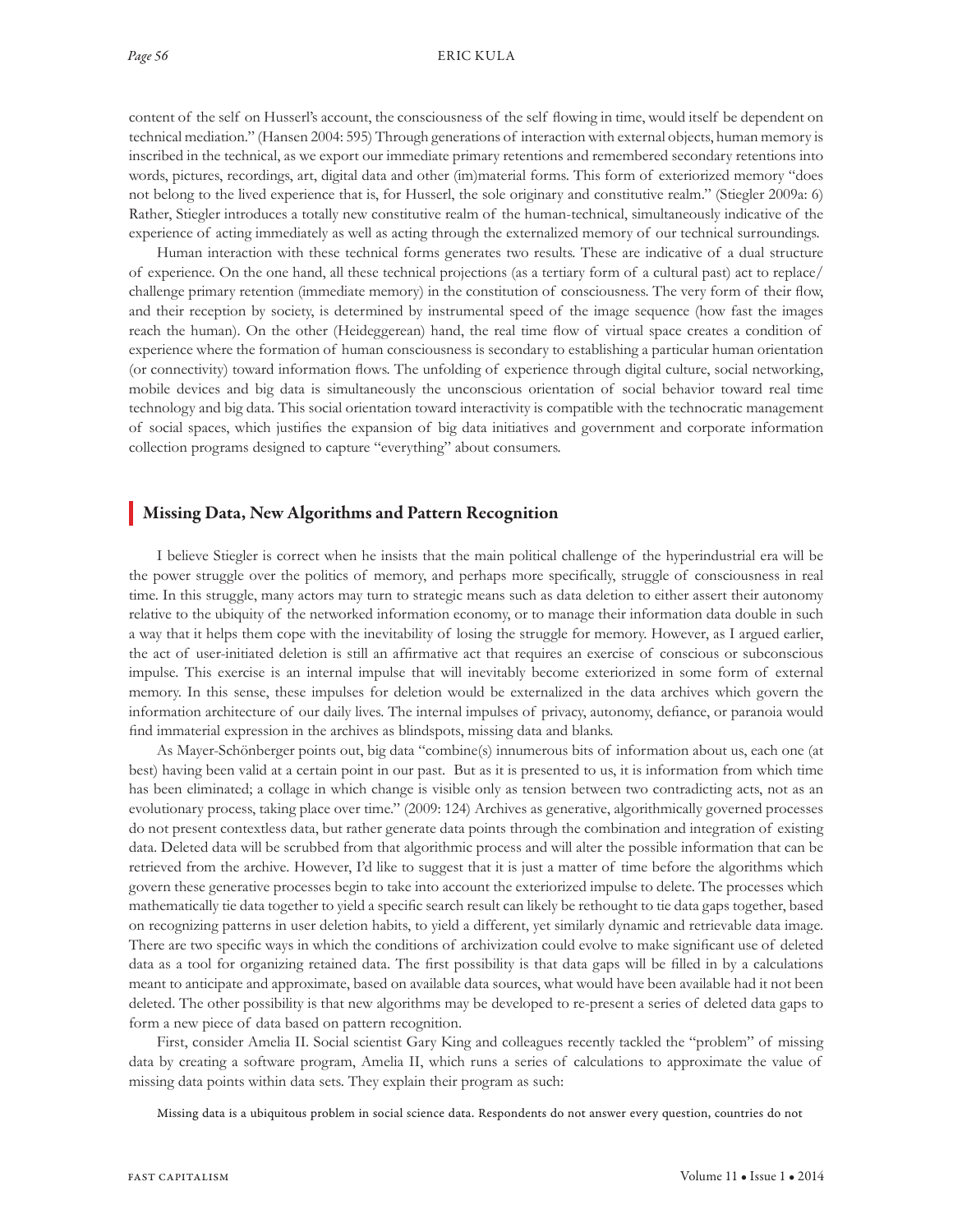content of the self on Husserl's account, the consciousness of the self flowing in time, would itself be dependent on technical mediation." (Hansen 2004: 595) Through generations of interaction with external objects, human memory is inscribed in the technical, as we export our immediate primary retentions and remembered secondary retentions into words, pictures, recordings, art, digital data and other (im)material forms. This form of exteriorized memory "does not belong to the lived experience that is, for Husserl, the sole originary and constitutive realm." (Stiegler 2009a: 6) Rather, Stiegler introduces a totally new constitutive realm of the human-technical, simultaneously indicative of the experience of acting immediately as well as acting through the externalized memory of our technical surroundings.

Human interaction with these technical forms generates two results. These are indicative of a dual structure of experience. On the one hand, all these technical projections (as a tertiary form of a cultural past) act to replace/challenge primary retention (immediate memory) in the constitution of consciousness. The very form of their flow, and their reception by society, is determined by instrumental speed of the image sequence (how fast the images reach the human). On the other (Heideggerean) hand, the real time flow of virtual space creates a condition of experience where the formation of human consciousness is secondary to establishing a particular human orientation (or connectivity) toward information flows. The unfolding of experience through digital culture, social networking, mobile devices and big data is simultaneously the unconscious orientation of social behavior toward real time technology and big data. This social orientation toward interactivity is compatible with the technocratic management of social spaces, which justifies the expansion of big data initiatives and government and corporate information collection programs designed to capture "everything" about consumers.

## Missing Data, New Algorithms and Pattern Recognition

I believe Stiegler is correct when he insists that the main political challenge of the hyperindustrial era will be the power struggle over the politics of memory, and perhaps more specifically, struggle of consciousness in real time. In this struggle, many actors may turn to strategic means such as data deletion to either assert their autonomy relative to the ubiquity of the networked information economy, or to manage their information data double in such a way that it helps them cope with the inevitability of losing the struggle for memory. However, as I argued earlier, the act of user-initiated deletion is still an affirmative act that requires an exercise of conscious or subconscious impulse. This exercise is an internal impulse that will inevitably become exteriorized in some form of external memory. In this sense, these impulses for deletion would be externalized in the data archives which govern the information architecture of our daily lives. The internal impulses of privacy, autonomy, defiance, or paranoia would find immaterial expression in the archives as blindspots, missing data and blanks.

As Mayer-Schönberger points out, big data "combine(s) innumerous bits of information about us, each one (at best) having been valid at a certain point in our past. But as it is presented to us, it is information from which time has been eliminated; a collage in which change is visible only as tension between two contradicting acts, not as an evolutionary process, taking place over time." (2009: 124) Archives as generative, algorithmically governed processes do not present contextless data, but rather generate data points through the combination and integration of existing data. Deleted data will be scrubbed from that algorithmic process and will alter the possible information that can be retrieved from the archive. However, I'd like to suggest that it is just a matter of time before the algorithms which govern these generative processes begin to take into account the exteriorized impulse to delete. The processes which mathematically tie data together to yield a specific search result can likely be rethought to tie data gaps together, based on recognizing patterns in user deletion habits, to yield a different, yet similarly dynamic and retrievable data image. There are two specific ways in which the conditions of archivization could evolve to make significant use of deleted data as a tool for organizing retained data. The first possibility is that data gaps will be filled in by a calculations meant to anticipate and approximate, based on available data sources, what would have been available had it not been deleted. The other possibility is that new algorithms may be developed to re-present a series of deleted data gaps to form a new piece of data based on pattern recognition.

First, consider Amelia II. Social scientist Gary King and colleagues recently tackled the "problem" of missing data by creating a software program, Amelia II, which runs a series of calculations to approximate the value of missing data points within data sets. They explain their program as such:

> Missing data is a ubiquitous problem in social science data. Respondents do not answer every question, countries do not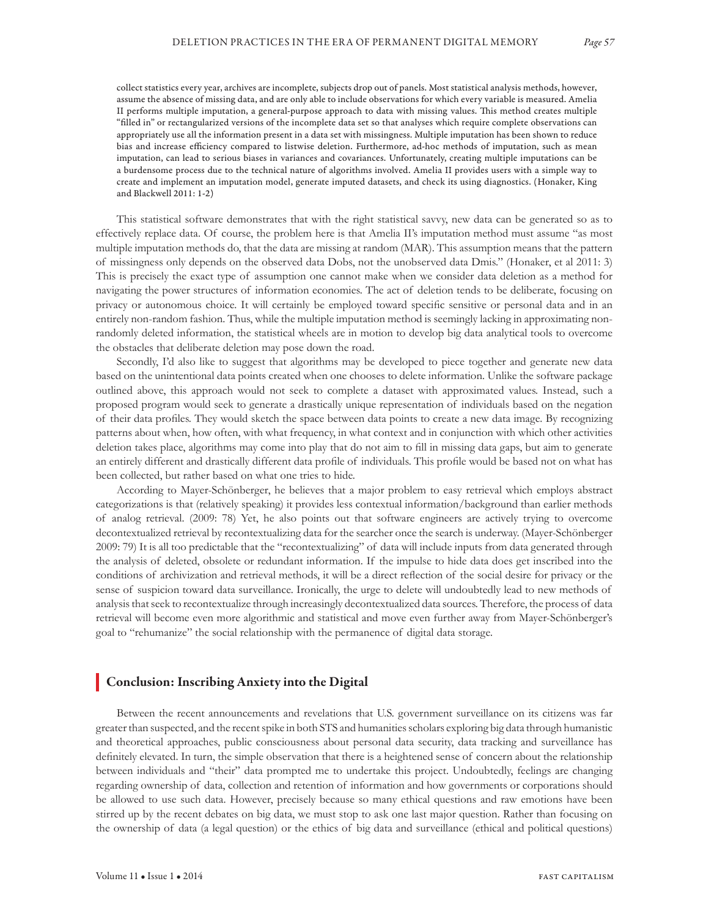> collect statistics every year, archives are incomplete, subjects drop out of panels. Most statistical analysis methods, however, assume the absence of missing data, and are only able to include observations for which every variable is measured. Amelia II performs multiple imputation, a general-purpose approach to data with missing values. This method creates multiple "filled in" or rectangularized versions of the incomplete data set so that analyses which require complete observations can appropriately use all the information present in a data set with missingness. Multiple imputation has been shown to reduce bias and increase efficiency compared to listwise deletion. Furthermore, ad-hoc methods of imputation, such as mean imputation, can lead to serious biases in variances and covariances. Unfortunately, creating multiple imputations can be a burdensome process due to the technical nature of algorithms involved. Amelia II provides users with a simple way to create and implement an imputation model, generate imputed datasets, and check its using diagnostics. (Honaker, King and Blackwell 2011: 1-2)

This statistical software demonstrates that with the right statistical savvy, new data can be generated so as to effectively replace data. Of course, the problem here is that Amelia II's imputation method must assume "as most multiple imputation methods do, that the data are missing at random (MAR). This assumption means that the pattern of missingness only depends on the observed data Dobs, not the unobserved data Dmis." (Honaker, et al 2011: 3) This is precisely the exact type of assumption one cannot make when we consider data deletion as a method for navigating the power structures of information economies. The act of deletion tends to be deliberate, focusing on privacy or autonomous choice. It will certainly be employed toward specific sensitive or personal data and in an entirely non-random fashion. Thus, while the multiple imputation method is seemingly lacking in approximating non-randomly deleted information, the statistical wheels are in motion to develop big data analytical tools to overcome the obstacles that deliberate deletion may pose down the road.

Secondly, I'd also like to suggest that algorithms may be developed to piece together and generate new data based on the unintentional data points created when one chooses to delete information. Unlike the software package outlined above, this approach would not seek to complete a dataset with approximated values. Instead, such a proposed program would seek to generate a drastically unique representation of individuals based on the negation of their data profiles. They would sketch the space between data points to create a new data image. By recognizing patterns about when, how often, with what frequency, in what context and in conjunction with which other activities deletion takes place, algorithms may come into play that do not aim to fill in missing data gaps, but aim to generate an entirely different and drastically different data profile of individuals. This profile would be based not on what has been collected, but rather based on what one tries to hide.

According to Mayer-Schönberger, he believes that a major problem to easy retrieval which employs abstract categorizations is that (relatively speaking) it provides less contextual information/background than earlier methods of analog retrieval. (2009: 78) Yet, he also points out that software engineers are actively trying to overcome decontextualized retrieval by recontextualizing data for the searcher once the search is underway. (Mayer-Schönberger 2009: 79) It is all too predictable that the "recontextualizing" of data will include inputs from data generated through the analysis of deleted, obsolete or redundant information. If the impulse to hide data does get inscribed into the conditions of archivization and retrieval methods, it will be a direct reflection of the social desire for privacy or the sense of suspicion toward data surveillance. Ironically, the urge to delete will undoubtedly lead to new methods of analysis that seek to recontextualize through increasingly decontextualized data sources. Therefore, the process of data retrieval will become even more algorithmic and statistical and move even further away from Mayer-Schönberger's goal to "rehumanize" the social relationship with the permanence of digital data storage.

## Conclusion: Inscribing Anxiety into the Digital

Between the recent announcements and revelations that U.S. government surveillance on its citizens was far greater than suspected, and the recent spike in both STS and humanities scholars exploring big data through humanistic and theoretical approaches, public consciousness about personal data security, data tracking and surveillance has definitely elevated. In turn, the simple observation that there is a heightened sense of concern about the relationship between individuals and "their" data prompted me to undertake this project. Undoubtedly, feelings are changing regarding ownership of data, collection and retention of information and how governments or corporations should be allowed to use such data. However, precisely because so many ethical questions and raw emotions have been stirred up by the recent debates on big data, we must stop to ask one last major question. Rather than focusing on the ownership of data (a legal question) or the ethics of big data and surveillance (ethical and political questions)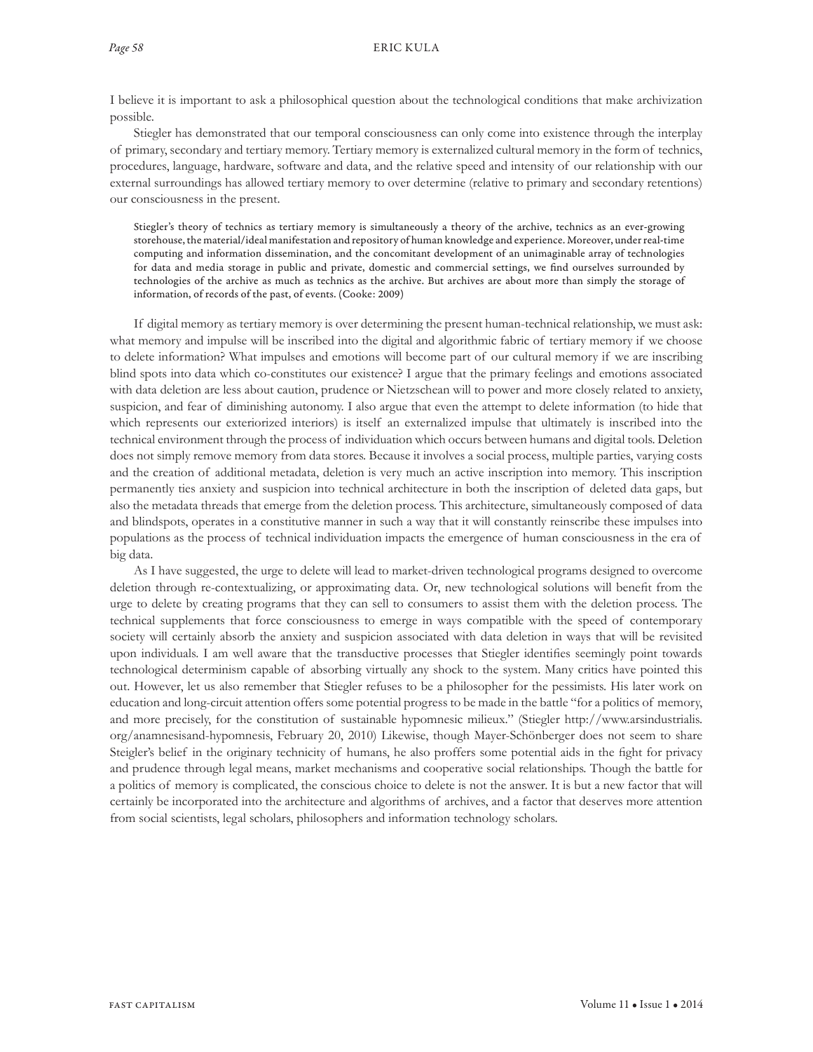I believe it is important to ask a philosophical question about the technological conditions that make archivization possible.

Stiegler has demonstrated that our temporal consciousness can only come into existence through the interplay of primary, secondary and tertiary memory. Tertiary memory is externalized cultural memory in the form of technics, procedures, language, hardware, software and data, and the relative speed and intensity of our relationship with our external surroundings has allowed tertiary memory to over determine (relative to primary and secondary retentions) our consciousness in the present.

> Stiegler's theory of technics as tertiary memory is simultaneously a theory of the archive, technics as an ever-growing storehouse, the material/ideal manifestation and repository of human knowledge and experience. Moreover, under real-time computing and information dissemination, and the concomitant development of an unimaginable array of technologies for data and media storage in public and private, domestic and commercial settings, we find ourselves surrounded by technologies of the archive as much as technics as the archive. But archives are about more than simply the storage of information, of records of the past, of events. (Cooke: 2009)

If digital memory as tertiary memory is over determining the present human-technical relationship, we must ask: what memory and impulse will be inscribed into the digital and algorithmic fabric of tertiary memory if we choose to delete information? What impulses and emotions will become part of our cultural memory if we are inscribing blind spots into data which co-constitutes our existence? I argue that the primary feelings and emotions associated with data deletion are less about caution, prudence or Nietzschean will to power and more closely related to anxiety, suspicion, and fear of diminishing autonomy. I also argue that even the attempt to delete information (to hide that which represents our exteriorized interiors) is itself an externalized impulse that ultimately is inscribed into the technical environment through the process of individuation which occurs between humans and digital tools. Deletion does not simply remove memory from data stores. Because it involves a social process, multiple parties, varying costs and the creation of additional metadata, deletion is very much an active inscription into memory. This inscription permanently ties anxiety and suspicion into technical architecture in both the inscription of deleted data gaps, but also the metadata threads that emerge from the deletion process. This architecture, simultaneously composed of data and blindspots, operates in a constitutive manner in such a way that it will constantly reinscribe these impulses into populations as the process of technical individuation impacts the emergence of human consciousness in the era of big data.

As I have suggested, the urge to delete will lead to market-driven technological programs designed to overcome deletion through re-contextualizing, or approximating data. Or, new technological solutions will benefit from the urge to delete by creating programs that they can sell to consumers to assist them with the deletion process. The technical supplements that force consciousness to emerge in ways compatible with the speed of contemporary society will certainly absorb the anxiety and suspicion associated with data deletion in ways that will be revisited upon individuals. I am well aware that the transductive processes that Stiegler identifies seemingly point towards technological determinism capable of absorbing virtually any shock to the system. Many critics have pointed this out. However, let us also remember that Stiegler refuses to be a philosopher for the pessimists. His later work on education and long-circuit attention offers some potential progress to be made in the battle "for a politics of memory, and more precisely, for the constitution of sustainable hypomnesic milieux." (Stiegler http://www.arsindustrialis.org/anamnesisand-hypomnesis, February 20, 2010) Likewise, though Mayer-Schönberger does not seem to share Stiegler's belief in the originary technicity of humans, he also proffers some potential aids in the fight for privacy and prudence through legal means, market mechanisms and cooperative social relationships. Though the battle for a politics of memory is complicated, the conscious choice to delete is not the answer. It is but a new factor that will certainly be incorporated into the architecture and algorithms of archives, and a factor that deserves more attention from social scientists, legal scholars, philosophers and information technology scholars.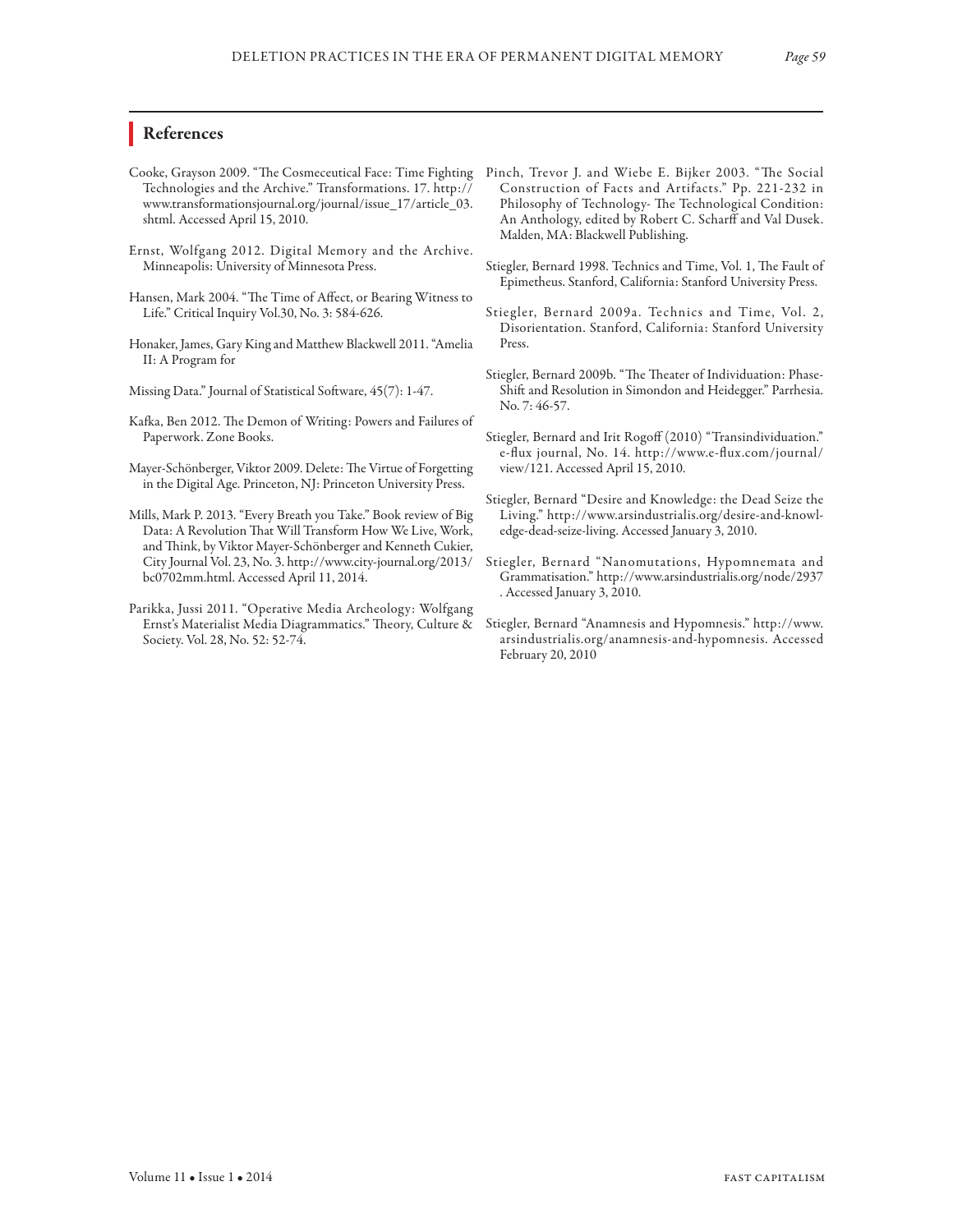## References

Cooke, Grayson 2009. "The Cosmeceutical Face: Time Fighting Technologies and the Archive." Transformations. 17. http://www.transformationsjournal.org/journal/issue_17/article_03.shtml. Accessed April 15, 2010.

Ernst, Wolfgang 2012. Digital Memory and the Archive. Minneapolis: University of Minnesota Press.

Hansen, Mark 2004. "The Time of Affect, or Bearing Witness to Life." Critical Inquiry Vol.30, No. 3: 584-626.

Honaker, James, Gary King and Matthew Blackwell 2011. "Amelia II: A Program for

Missing Data." Journal of Statistical Software, 45(7): 1-47.

Kafka, Ben 2012. The Demon of Writing: Powers and Failures of Paperwork. Zone Books.

Mayer-Schönberger, Viktor 2009. Delete: The Virtue of Forgetting in the Digital Age. Princeton, NJ: Princeton University Press.

Mills, Mark P. 2013. "Every Breath you Take." Book review of Big Data: A Revolution That Will Transform How We Live, Work, and Think, by Viktor Mayer-Schönberger and Kenneth Cukier, City Journal Vol. 23, No. 3. http://www.city-journal.org/2013/bc0702mm.html. Accessed April 11, 2014.

Parikka, Jussi 2011. "Operative Media Archeology: Wolfgang Ernst's Materialist Media Diagrammatics." Theory, Culture & Society. Vol. 28, No. 52: 52-74.

Pinch, Trevor J. and Wiebe E. Bijker 2003. "The Social Construction of Facts and Artifacts." Pp. 221-232 in Philosophy of Technology- The Technological Condition: An Anthology, edited by Robert C. Scharff and Val Dusek. Malden, MA: Blackwell Publishing.

Stiegler, Bernard 1998. Technics and Time, Vol. 1, The Fault of Epimetheus. Stanford, California: Stanford University Press.

Stiegler, Bernard 2009a. Technics and Time, Vol. 2, Disorientation. Stanford, California: Stanford University Press.

Stiegler, Bernard 2009b. "The Theater of Individuation: Phase-Shift and Resolution in Simondon and Heidegger." Parrhesia. No. 7: 46-57.

Stiegler, Bernard and Irit Rogoff (2010) "Transindividuation." e-flux journal, No. 14. http://www.e-flux.com/journal/view/121. Accessed April 15, 2010.

Stiegler, Bernard "Desire and Knowledge: the Dead Seize the Living." http://www.arsindustrialis.org/desire-and-knowledge-dead-seize-living. Accessed January 3, 2010.

Stiegler, Bernard "Nanomutations, Hypomnemata and Grammatisation." http://www.arsindustrialis.org/node/2937 . Accessed January 3, 2010.

Stiegler, Bernard "Anamnesis and Hypomnesis." http://www.arsindustrialis.org/anamnesis-and-hypomnesis. Accessed February 20, 2010